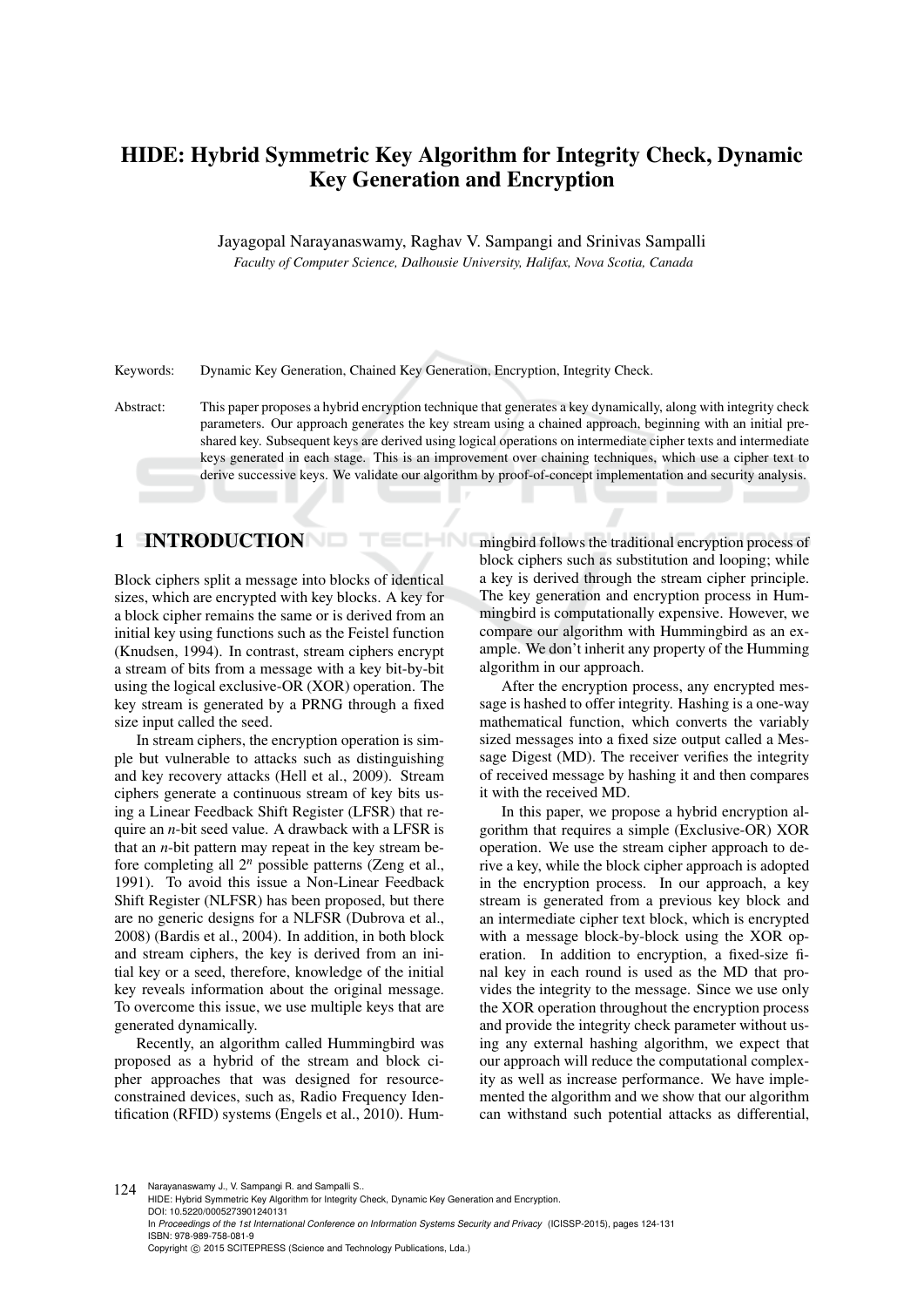# HIDE: Hybrid Symmetric Key Algorithm for Integrity Check, Dynamic Key Generation and Encryption

Jayagopal Narayanaswamy, Raghav V. Sampangi and Srinivas Sampalli

*Faculty of Computer Science, Dalhousie University, Halifax, Nova Scotia, Canada*

Keywords: Dynamic Key Generation, Chained Key Generation, Encryption, Integrity Check.

Abstract: This paper proposes a hybrid encryption technique that generates a key dynamically, along with integrity check parameters. Our approach generates the key stream using a chained approach, beginning with an initial pre-shared key. Subsequent keys are derived using logical operations on intermediate cipher texts and intermediate keys generated in each stage. This is an improvement over chaining techniques, which use a cipher text to derive successive keys. We validate our algorithm by proof-of-concept implementation and security analysis.

## 1 INTRODUCTION

Block ciphers split a message into blocks of identical sizes, which are encrypted with key blocks. A key for a block cipher remains the same or is derived from an initial key using functions such as the Feistel function (Knudsen, 1994). In contrast, stream ciphers encrypt a stream of bits from a message with a key bit-by-bit using the logical exclusive-OR (XOR) operation. The key stream is generated by a PRNG through a fixed size input called the seed.

In stream ciphers, the encryption operation is simple but vulnerable to attacks such as distinguishing and key recovery attacks (Hell et al., 2009). Stream ciphers generate a continuous stream of key bits using a Linear Feedback Shift Register (LFSR) that require an $n$-bit seed value. A drawback with a LFSR is that an $n$-bit pattern may repeat in the key stream before completing all $2^n$ possible patterns (Zeng et al., 1991). To avoid this issue a Non-Linear Feedback Shift Register (NLFSR) has been proposed, but there are no generic designs for a NLFSR (Dubrova et al., 2008) (Bardis et al., 2004). In addition, in both block and stream ciphers, the key is derived from an initial key or a seed, therefore, knowledge of the initial key reveals information about the original message. To overcome this issue, we use multiple keys that are generated dynamically.

Recently, an algorithm called Hummingbird was proposed as a hybrid of the stream and block cipher approaches that was designed for resource-constrained devices, such as, Radio Frequency Identification (RFID) systems (Engels et al., 2010). Hummingbird follows the traditional encryption process of block ciphers such as substitution and looping; while a key is derived through the stream cipher principle. The key generation and encryption process in Hummingbird is computationally expensive. However, we compare our algorithm with Hummingbird as an example. We don't inherit any property of the Humming algorithm in our approach.

After the encryption process, any encrypted message is hashed to offer integrity. Hashing is a one-way mathematical function, which converts the variably sized messages into a fixed size output called a Message Digest (MD). The receiver verifies the integrity of received message by hashing it and then compares it with the received MD.

In this paper, we propose a hybrid encryption algorithm that requires a simple (Exclusive-OR) XOR operation. We use the stream cipher approach to derive a key, while the block cipher approach is adopted in the encryption process. In our approach, a key stream is generated from a previous key block and an intermediate cipher text block, which is encrypted with a message block-by-block using the XOR operation. In addition to encryption, a fixed-size final key in each round is used as the MD that provides the integrity to the message. Since we use only the XOR operation throughout the encryption process and provide the integrity check parameter without using any external hashing algorithm, we expect that our approach will reduce the computational complexity as well as increase performance. We have implemented the algorithm and we show that our algorithm can withstand such potential attacks as differential,

Narayanaswamy J., V. Sampangi R. and Sampalli S..
HIDE: Hybrid Symmetric Key Algorithm for Integrity Check, Dynamic Key Generation and Encryption.
DOI: 10.5220/0005273901240131
In *Proceedings of the 1st International Conference on Information Systems Security and Privacy* (ICISSP-2015), pages 124-131
ISBN: 978-989-758-081-9
Copyright © 2015 SCITEPRESS (Science and Technology Publications, Lda.)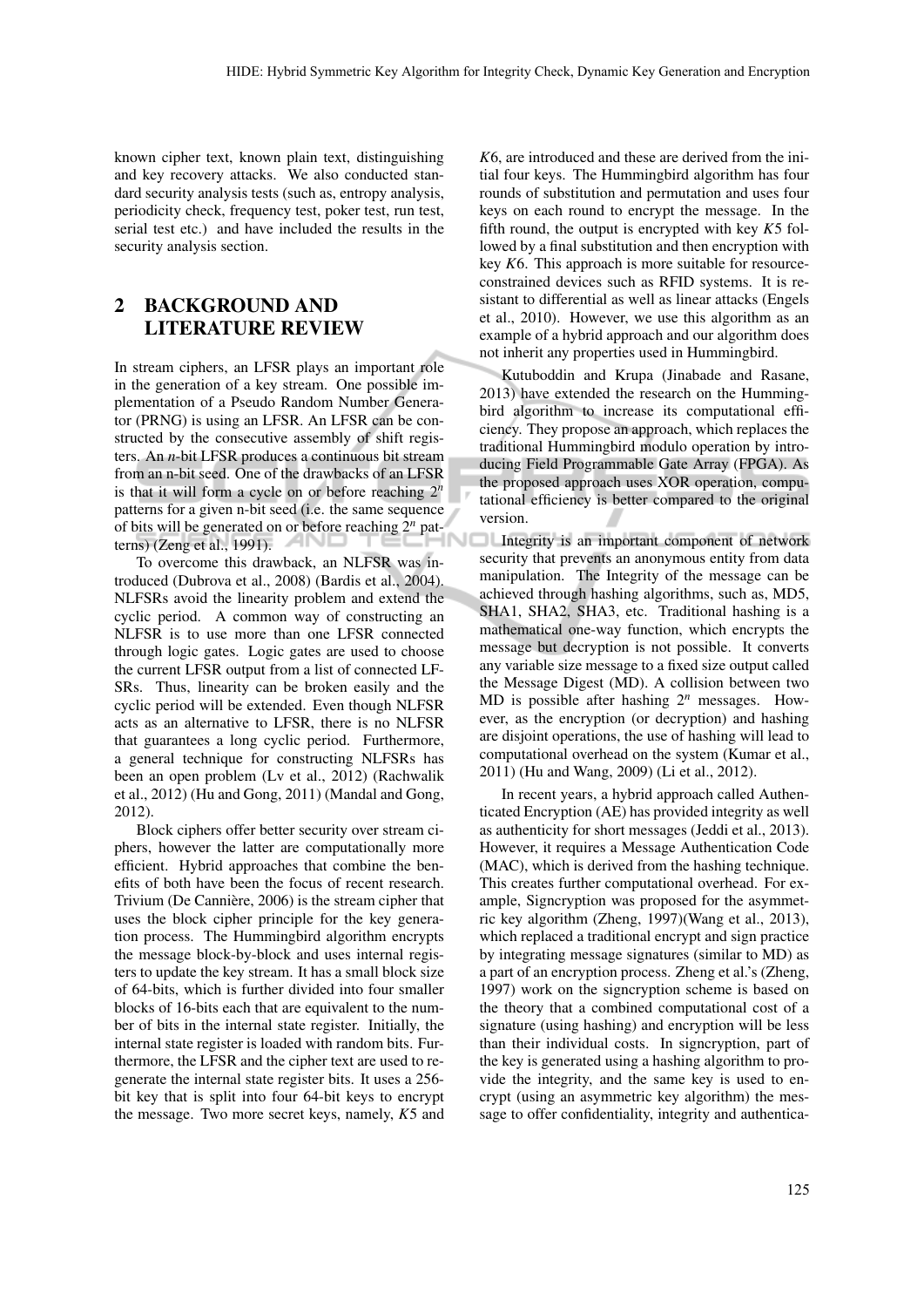known cipher text, known plain text, distinguishing and key recovery attacks. We also conducted standard security analysis tests (such as, entropy analysis, periodicity check, frequency test, poker test, run test, serial test etc.) and have included the results in the security analysis section.

## 2 BACKGROUND AND LITERATURE REVIEW

In stream ciphers, an LFSR plays an important role in the generation of a key stream. One possible implementation of a Pseudo Random Number Generator (PRNG) is using an LFSR. An LFSR can be constructed by the consecutive assembly of shift registers. An $n$-bit LFSR produces a continuous bit stream from an n-bit seed. One of the drawbacks of an LFSR is that it will form a cycle on or before reaching $2^n$ patterns for a given n-bit seed (i.e. the same sequence of bits will be generated on or before reaching $2^n$ patterns) (Zeng et al., 1991).

To overcome this drawback, an NLFSR was introduced (Dubrova et al., 2008) (Bardis et al., 2004). NLFSRs avoid the linearity problem and extend the cyclic period. A common way of constructing an NLFSR is to use more than one LFSR connected through logic gates. Logic gates are used to choose the current LFSR output from a list of connected LFSRs. Thus, linearity can be broken easily and the cyclic period will be extended. Even though NLFSR acts as an alternative to LFSR, there is no NLFSR that guarantees a long cyclic period. Furthermore, a general technique for constructing NLFSRs has been an open problem (Lv et al., 2012) (Rachwalik et al., 2012) (Hu and Gong, 2011) (Mandal and Gong, 2012).

Block ciphers offer better security over stream ciphers, however the latter are computationally more efficient. Hybrid approaches that combine the benefits of both have been the focus of recent research. Trivium (De Cannière, 2006) is the stream cipher that uses the block cipher principle for the key generation process. The Hummingbird algorithm encrypts the message block-by-block and uses internal registers to update the key stream. It has a small block size of 64-bits, which is further divided into four smaller blocks of 16-bits each that are equivalent to the number of bits in the internal state register. Initially, the internal state register is loaded with random bits. Furthermore, the LFSR and the cipher text are used to regenerate the internal state register bits. It uses a 256-bit key that is split into four 64-bit keys to encrypt the message. Two more secret keys, namely, $K5$ and $K6$, are introduced and these are derived from the initial four keys. The Hummingbird algorithm has four rounds of substitution and permutation and uses four keys on each round to encrypt the message. In the fifth round, the output is encrypted with key $K5$ followed by a final substitution and then encryption with key $K6$. This approach is more suitable for resource-constrained devices such as RFID systems. It is resistant to differential as well as linear attacks (Engels et al., 2010). However, we use this algorithm as an example of a hybrid approach and our algorithm does not inherit any properties used in Hummingbird.

Kutuboddin and Krupa (Jinabade and Rasane, 2013) have extended the research on the Hummingbird algorithm to increase its computational efficiency. They propose an approach, which replaces the traditional Hummingbird modulo operation by introducing Field Programmable Gate Array (FPGA). As the proposed approach uses XOR operation, computational efficiency is better compared to the original version.

Integrity is an important component of network security that prevents an anonymous entity from data manipulation. The Integrity of the message can be achieved through hashing algorithms, such as, MD5, SHA1, SHA2, SHA3, etc. Traditional hashing is a mathematical one-way function, which encrypts the message but decryption is not possible. It converts any variable size message to a fixed size output called the Message Digest (MD). A collision between two MD is possible after hashing $2^n$ messages. However, as the encryption (or decryption) and hashing are disjoint operations, the use of hashing will lead to computational overhead on the system (Kumar et al., 2011) (Hu and Wang, 2009) (Li et al., 2012).

In recent years, a hybrid approach called Authenticated Encryption (AE) has provided integrity as well as authenticity for short messages (Jeddi et al., 2013). However, it requires a Message Authentication Code (MAC), which is derived from the hashing technique. This creates further computational overhead. For example, Signcryption was proposed for the asymmetric key algorithm (Zheng, 1997)(Wang et al., 2013), which replaced a traditional encrypt and sign practice by integrating message signatures (similar to MD) as a part of an encryption process. Zheng et al.'s (Zheng, 1997) work on the signcryption scheme is based on the theory that a combined computational cost of a signature (using hashing) and encryption will be less than their individual costs. In signcryption, part of the key is generated using a hashing algorithm to provide the integrity, and the same key is used to encrypt (using an asymmetric key algorithm) the message to offer confidentiality, integrity and authentica-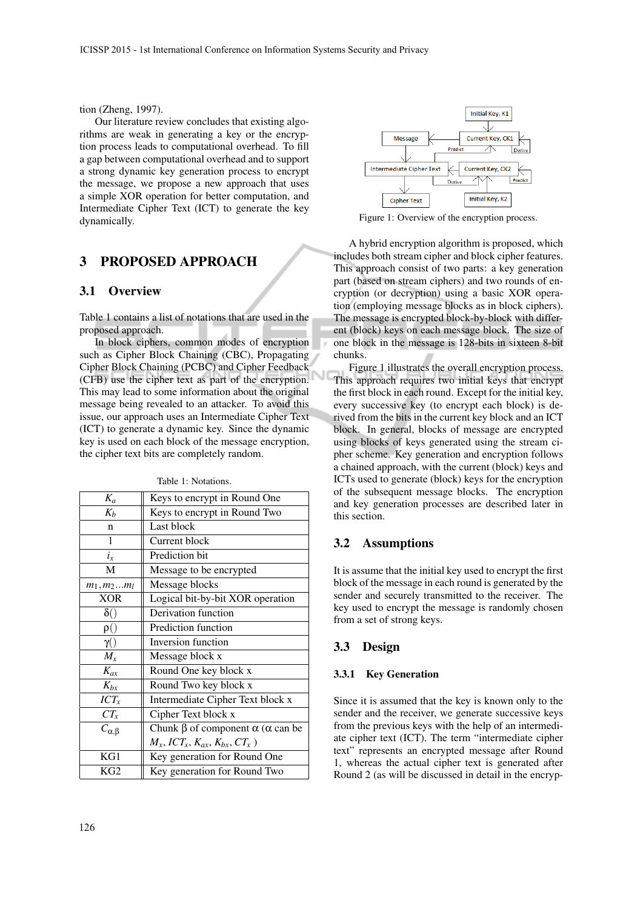tion (Zheng, 1997).

Our literature review concludes that existing algorithms are weak in generating a key or the encryption process leads to computational overhead. To fill a gap between computational overhead and to support a strong dynamic key generation process to encrypt the message, we propose a new approach that uses a simple XOR operation for better computation, and Intermediate Cipher Text (ICT) to generate the key dynamically.

## 3 PROPOSED APPROACH

### 3.1 Overview

Table 1 contains a list of notations that are used in the proposed approach.

In block ciphers, common modes of encryption such as Cipher Block Chaining (CBC), Propagating Cipher Block Chaining (PCBC) and Cipher Feedback (CFB) use the cipher text as part of the encryption. This may lead to some information about the original message being revealed to an attacker. To avoid this issue, our approach uses an Intermediate Cipher Text (ICT) to generate a dynamic key. Since the dynamic key is used on each block of the message encryption, the cipher text bits are completely random.

Table 1: Notations.

| Notation | Description |
|---|---|
| $K_a$ | Keys to encrypt in Round One |
| $K_b$ | Keys to encrypt in Round Two |
| n | Last block |
| l | Current block |
| $i_x$ | Prediction bit |
| M | Message to be encrypted |
| $m_1, m_2 ... m_l$ | Message blocks |
| XOR | Logical bit-by-bit XOR operation |
| $\delta()$ | Derivation function |
| $\rho()$ | Prediction function |
| $\gamma()$ | Inversion function |
| $M_x$ | Message block x |
| $K_{ax}$ | Round One key block x |
| $K_{bx}$ | Round Two key block x |
| $ICT_x$ | Intermediate Cipher Text block x |
| $CT_x$ | Cipher Text block x |
| $C_{\alpha,\beta}$ | Chunk $\beta$ of component $\alpha$ ($\alpha$ can be $M_x$, $ICT_x$, $K_{ax}$, $K_{bx}$, $CT_x$ ) |
| KG1 | Key generation for Round One |
| KG2 | Key generation for Round Two |

Figure 1: Overview of the encryption process.

A hybrid encryption algorithm is proposed, which includes both stream cipher and block cipher features. This approach consist of two parts: a key generation part (based on stream ciphers) and two rounds of encryption (or decryption) using a basic XOR operation (employing message blocks as in block ciphers). The message is encrypted block-by-block with different (block) keys on each message block. The size of one block in the message is 128-bits in sixteen 8-bit chunks.

Figure 1 illustrates the overall encryption process. This approach requires two initial keys that encrypt the first block in each round. Except for the initial key, every successive key (to encrypt each block) is derived from the bits in the current key block and an ICT block. In general, blocks of message are encrypted using blocks of keys generated using the stream cipher scheme. Key generation and encryption follows a chained approach, with the current (block) keys and ICTs used to generate (block) keys for the encryption of the subsequent message blocks. The encryption and key generation processes are described later in this section.

### 3.2 Assumptions

It is assume that the initial key used to encrypt the first block of the message in each round is generated by the sender and securely transmitted to the receiver. The key used to encrypt the message is randomly chosen from a set of strong keys.

### 3.3 Design

#### 3.3.1 Key Generation

Since it is assumed that the key is known only to the sender and the receiver, we generate successive keys from the previous keys with the help of an intermediate cipher text (ICT). The term "intermediate cipher text" represents an encrypted message after Round 1, whereas the actual cipher text is generated after Round 2 (as will be discussed in detail in the encryp-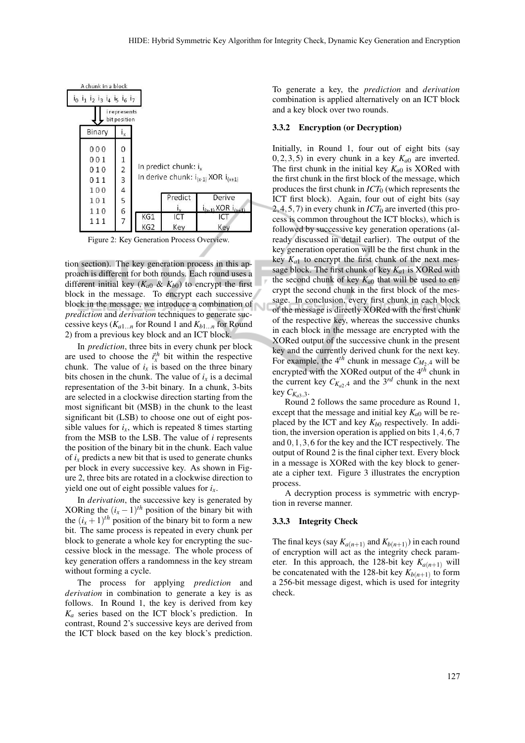A chunk in a block

$i_0$ $i_1$ $i_2$ $i_3$ $i_4$ $i_5$ $i_6$ $i_7$

i represents bit position

| Binary | $i_x$ |
|---|---|
| 000 | 0 |
| 001 | 1 |
| 010 | 2 |
| 011 | 3 |
| 100 | 4 |
| 101 | 5 |
| 110 | 6 |
| 111 | 7 |

In predict chunk: $i_x$

In derive chunk: $i_{(x-1)}$ XOR $i_{(x+1)}$

| | Predict $i_x$ | Derive $i_{(x-1)}$ XOR $i_{(x+1)}$ |
|---|---|---|
| KG1 | ICT | ICT |
| KG2 | Key | Key |

Figure 2: Key Generation Process Overview.

tion section). The key generation process in this approach is different for both rounds. Each round uses a different initial key ($K_{a0}$ & $K_{b0}$) to encrypt the first block in the message. To encrypt each successive block in the message, we introduce a combination of *prediction* and *derivation* techniques to generate successive keys ($K_{a1...n}$ for Round 1 and $K_{b1...n}$ for Round 2) from a previous key block and an ICT block.

In *prediction*, three bits in every chunk per block are used to choose the $i_x^{th}$ bit within the respective chunk. The value of $i_x$ is based on the three binary bits chosen in the chunk. The value of $i_x$ is a decimal representation of the 3-bit binary. In a chunk, 3-bits are selected in a clockwise direction starting from the most significant bit (MSB) in the chunk to the least significant bit (LSB) to choose one out of eight possible values for $i_x$, which is repeated 8 times starting from the MSB to the LSB. The value of $i$ represents the position of the binary bit in the chunk. Each value of $i_x$ predicts a new bit that is used to generate chunks per block in every successive key. As shown in Figure 2, three bits are rotated in a clockwise direction to yield one out of eight possible values for $i_x$.

In *derivation*, the successive key is generated by XORing the $(i_x - 1)^{th}$ position of the binary bit with the $(i_x + 1)^{th}$ position of the binary bit to form a new bit. The same process is repeated in every chunk per block to generate a whole key for encrypting the successive block in the message. The whole process of key generation offers a randomness in the key stream without forming a cycle.

The process for applying *prediction* and *derivation* in combination to generate a key is as follows. In Round 1, the key is derived from key $K_a$ series based on the ICT block's prediction. In contrast, Round 2's successive keys are derived from the ICT block based on the key block's prediction.

To generate a key, the *prediction* and *derivation* combination is applied alternatively on an ICT block and a key block over two rounds.

### 3.3.2 Encryption (or Decryption)

Initially, in Round 1, four out of eight bits (say $0,2,3,5$) in every chunk in a key $K_{a0}$ are inverted. The first chunk in the initial key $K_{a0}$ is XORed with the first chunk in the first block of the message, which produces the first chunk in $ICT_0$ (which represents the ICT first block). Again, four out of eight bits (say $2,4,5,7$) in every chunk in $ICT_0$ are inverted (this process is common throughout the ICT blocks), which is followed by successive key generation operations (already discussed in detail earlier). The output of the key generation operation will be the first chunk in the key $K_{a1}$ to encrypt the first chunk of the next message block. The first chunk of key $K_{a1}$ is XORed with the second chunk of key $K_{a0}$ that will be used to encrypt the second chunk in the first block of the message. In conclusion, every first chunk in each block of the message is directly XORed with the first chunk of the respective key, whereas the successive chunks in each block in the message are encrypted with the XORed output of the successive chunk in the present key and the currently derived chunk for the next key. For example, the $4^{th}$ chunk in message $C_{M_2,4}$ will be encrypted with the XORed output of the $4^{th}$ chunk in the current key $C_{K_{a2},4}$ and the $3^{rd}$ chunk in the next key $C_{K_{a3},3}$.

Round 2 follows the same procedure as Round 1, except that the message and initial key $K_{a0}$ will be replaced by the ICT and key $K_{b0}$ respectively. In addition, the inversion operation is applied on bits $1,4,6,7$ and $0,1,3,6$ for the key and the ICT respectively. The output of Round 2 is the final cipher text. Every block in a message is XORed with the key block to generate a cipher text. Figure 3 illustrates the encryption process.

A decryption process is symmetric with encryption in reverse manner.

### 3.3.3 Integrity Check

The final keys (say $K_{a(n+1)}$ and $K_{b(n+1)}$) in each round of encryption will act as the integrity check parameter. In this approach, the 128-bit key $K_{a(n+1)}$ will be concatenated with the 128-bit key $K_{b(n+1)}$ to form a 256-bit message digest, which is used for integrity check.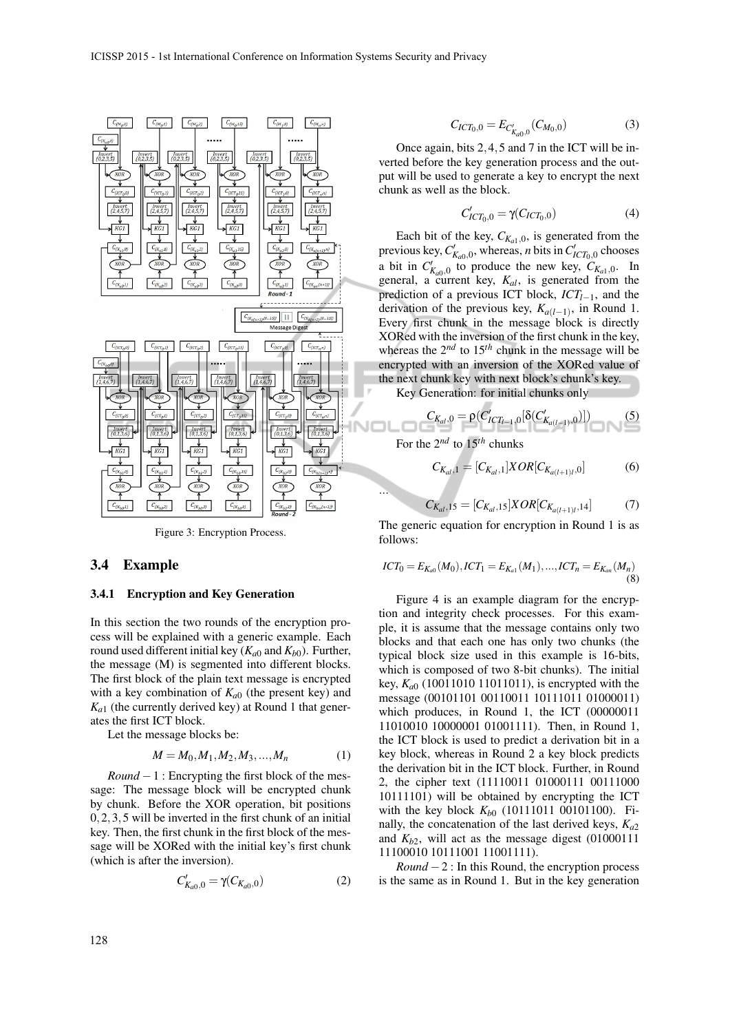Figure 3: Encryption Process.

## 3.4 Example

### 3.4.1 Encryption and Key Generation

In this section the two rounds of the encryption process will be explained with a generic example. Each round used different initial key ($K_{a0}$ and $K_{b0}$). Further, the message (M) is segmented into different blocks. The first block of the plain text message is encrypted with a key combination of $K_{a0}$ (the present key) and $K_{a1}$ (the currently derived key) at Round 1 that generates the first ICT block.

Let the message blocks be:

$$M = M_0, M_1, M_2, M_3, ..., M_n \tag{1}$$

*Round* $-$ 1 : Encrypting the first block of the message: The message block will be encrypted chunk by chunk. Before the XOR operation, bit positions $0,2,3,5$ will be inverted in the first chunk of an initial key. Then, the first chunk in the first block of the message will be XORed with the initial key's first chunk (which is after the inversion).

$$C'_{K_{a0},0} = \gamma(C_{K_{a0},0}) \tag{2}$$

$$C_{ICT_0,0} = E_{C'_{K_{a0},0}}(C_{M_0,0}) \tag{3}$$

Once again, bits $2,4,5$ and 7 in the ICT will be inverted before the key generation process and the output will be used to generate a key to encrypt the next chunk as well as the block.

$$C'_{ICT_0,0} = \gamma(C_{ICT_0,0}) \tag{4}$$

Each bit of the key, $C_{K_{a1},0}$, is generated from the previous key, $C'_{K_{a0},0}$, whereas, $n$ bits in $C'_{ICT_0,0}$ chooses a bit in $C'_{K_{a0},0}$ to produce the new key, $C_{K_{a1},0}$. In general, a current key, $K_{al}$, is generated from the prediction of a previous ICT block, $ICT_{l-1}$, and the derivation of the previous key, $K_{a(l-1)}$, in Round 1. Every first chunk in the message block is directly XORed with the inversion of the first chunk in the key, whereas the $2^{nd}$ to $15^{th}$ chunk in the message will be encrypted with an inversion of the XORed value of the next chunk key with next block's chunk's key.

Key Generation: for initial chunks only

$$C_{K_{al},0} = \rho(C'_{ICT_{l-1},0}[\delta(C'_{K_{a(l-1)},0})]) \tag{5}$$

For the $2^{nd}$ to $15^{th}$ chunks

$$C_{K_{al},1} = [C_{K_{al},1}]XOR[C_{K_{a(l+1)l},0}] \tag{6}$$

...

$$C_{K_{al},15} = [C_{K_{al},15}]XOR[C_{K_{a(l+1)l},14}] \tag{7}$$

The generic equation for encryption in Round 1 is as follows:

$$ICT_0 = E_{K_{a0}}(M_0), ICT_1 = E_{K_{a1}}(M_1), ..., ICT_n = E_{K_{an}}(M_n) \tag{8}$$

Figure 4 is an example diagram for the encryption and integrity check processes. For this example, it is assume that the message contains only two blocks and that each one has only two chunks (the typical block size used in this example is 16-bits, which is composed of two 8-bit chunks). The initial key, $K_{a0}$ (10011010 11011011), is encrypted with the message (00101101 00110011 10111011 01000011) which produces, in Round 1, the ICT (00000011 11010010 10000001 01001111). Then, in Round 1, the ICT block is used to predict a derivation bit in a key block, whereas in Round 2 a key block predicts the derivation bit in the ICT block. Further, in Round 2, the cipher text (11110011 01000111 00111000 10111101) will be obtained by encrypting the ICT with the key block $K_{b0}$ (10111011 00101100). Finally, the concatenation of the last derived keys, $K_{a2}$ and $K_{b2}$, will act as the message digest (01000111 11100010 10111001 11001111).

*Round* $-$ 2 : In this Round, the encryption process is the same as in Round 1. But in the key generation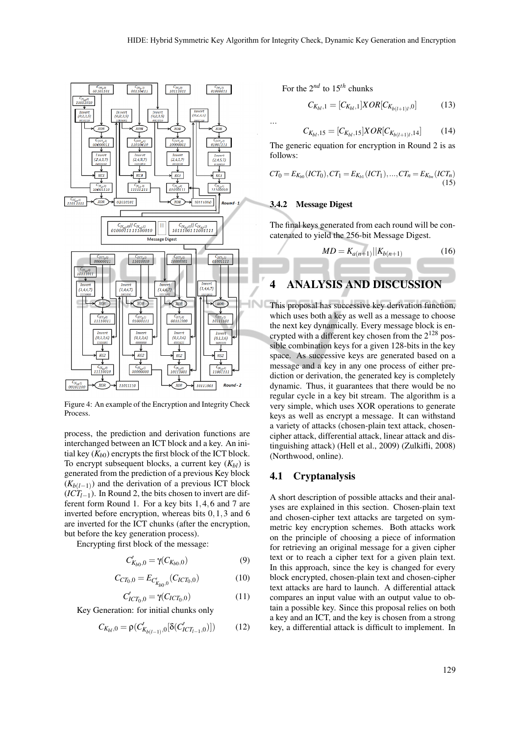Figure 4: An example of the Encryption and Integrity Check Process.

process, the prediction and derivation functions are interchanged between an ICT block and a key. An initial key ($K_{b0}$) encrypts the first block of the ICT block. To encrypt subsequent blocks, a current key ($K_{bl}$) is generated from the prediction of a previous Key block ($K_{b(l-1)}$) and the derivation of a previous ICT block ($ICT_{l-1}$). In Round 2, the bits chosen to invert are different form Round 1. For a key bits $1,4,6$ and $7$ are inverted before encryption, whereas bits $0,1,3$ and $6$ are inverted for the ICT chunks (after the encryption, but before the key generation process).

Encrypting first block of the message:

$$C'_{K_{b0},0} = \gamma(C_{K_{b0},0}) \tag{9}$$

$$C_{CT_0,0} = E_{C'_{K_{b0},0}}(C_{ICT_0,0}) \tag{10}$$

$$C'_{ICT_0,0} = \gamma(C_{ICT_0,0}) \tag{11}$$

Key Generation: for initial chunks only

$$C_{K_{bl},0} = \rho(C'_{K_{b(l-1)},0}[\delta(C'_{ICT_{l-1},0})]) \tag{12}$$

For the $2^{nd}$ to $15^{th}$ chunks

$$C_{K_{bl},1} = [C_{K_{bl},1}]XOR[C_{K_{b(l+1)l},0}] \tag{13}$$

...

$$C_{K_{bl},15} = [C_{K_{bl},15}]XOR[C_{K_{b(l+1)l},14}] \tag{14}$$

The generic equation for encryption in Round 2 is as follows:

$$CT_0 = E_{K_{b0}}(ICT_0), CT_1 = E_{K_{b1}}(ICT_1), ..., CT_n = E_{K_{bn}}(ICT_n) \tag{15}$$

### 3.4.2 Message Digest

The final keys generated from each round will be concatenated to yield the 256-bit Message Digest.

$$MD = K_{a(n+1)}||K_{b(n+1)} \tag{16}$$

## 4 ANALYSIS AND DISCUSSION

This proposal has successive key derivation function, which uses both a key as well as a message to choose the next key dynamically. Every message block is encrypted with a different key chosen from the $2^{128}$ possible combination keys for a given 128-bits in the key space. As successive keys are generated based on a message and a key in any one process of either prediction or derivation, the generated key is completely dynamic. Thus, it guarantees that there would be no regular cycle in a key bit stream. The algorithm is a very simple, which uses XOR operations to generate keys as well as encrypt a message. It can withstand a variety of attacks (chosen-plain text attack, chosen-cipher attack, differential attack, linear attack and distinguishing attack) (Hell et al., 2009) (Zulkifli, 2008) (Northwood, online).

### 4.1 Cryptanalysis

A short description of possible attacks and their analyses are explained in this section. Chosen-plain text and chosen-cipher text attacks are targeted on symmetric key encryption schemes. Both attacks work on the principle of choosing a piece of information for retrieving an original message for a given cipher text or to reach a cipher text for a given plain text. In this approach, since the key is changed for every block encrypted, chosen-plain text and chosen-cipher text attacks are hard to launch. A differential attack compares an input value with an output value to obtain a possible key. Since this proposal relies on both a key and an ICT, and the key is chosen from a strong key, a differential attack is difficult to implement. In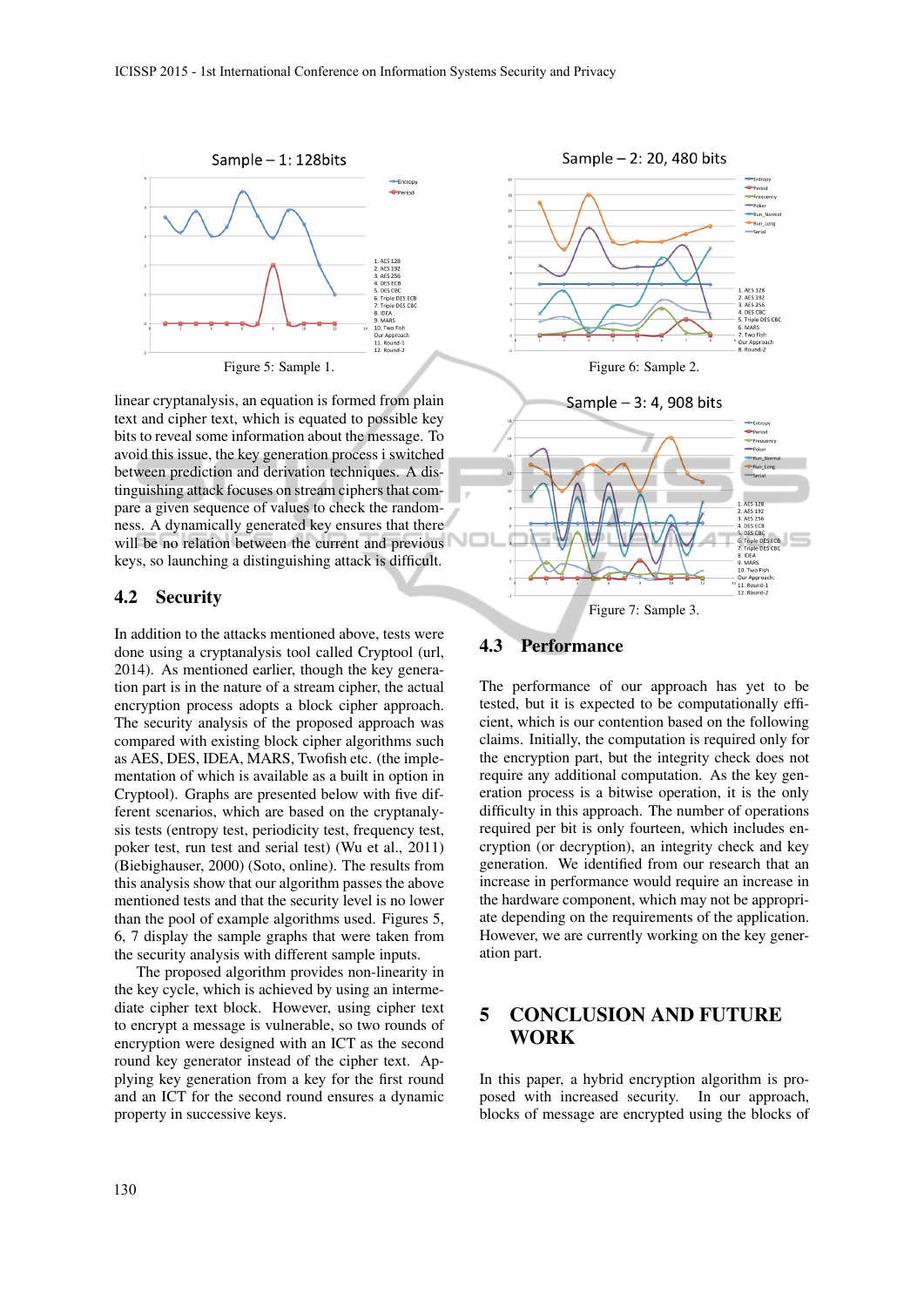Figure 5: Sample 1.

Figure 6: Sample 2.

Figure 7: Sample 3.

linear cryptanalysis, an equation is formed from plain text and cipher text, which is equated to possible key bits to reveal some information about the message. To avoid this issue, the key generation process i switched between prediction and derivation techniques. A distinguishing attack focuses on stream ciphers that compare a given sequence of values to check the randomness. A dynamically generated key ensures that there will be no relation between the current and previous keys, so launching a distinguishing attack is difficult.

## 4.2 Security

In addition to the attacks mentioned above, tests were done using a cryptanalysis tool called Cryptool (url, 2014). As mentioned earlier, though the key generation part is in the nature of a stream cipher, the actual encryption process adopts a block cipher approach. The security analysis of the proposed approach was compared with existing block cipher algorithms such as AES, DES, IDEA, MARS, Twofish etc. (the implementation of which is available as a built in option in Cryptool). Graphs are presented below with five different scenarios, which are based on the cryptanalysis tests (entropy test, periodicity test, frequency test, poker test, run test and serial test) (Wu et al., 2011) (Biebighauser, 2000) (Soto, online). The results from this analysis show that our algorithm passes the above mentioned tests and that the security level is no lower than the pool of example algorithms used. Figures 5, 6, 7 display the sample graphs that were taken from the security analysis with different sample inputs.

The proposed algorithm provides non-linearity in the key cycle, which is achieved by using an intermediate cipher text block. However, using cipher text to encrypt a message is vulnerable, so two rounds of encryption were designed with an ICT as the second round key generator instead of the cipher text. Applying key generation from a key for the first round and an ICT for the second round ensures a dynamic property in successive keys.

## 4.3 Performance

The performance of our approach has yet to be tested, but it is expected to be computationally efficient, which is our contention based on the following claims. Initially, the computation is required only for the encryption part, but the integrity check does not require any additional computation. As the key generation process is a bitwise operation, it is the only difficulty in this approach. The number of operations required per bit is only fourteen, which includes encryption (or decryption), an integrity check and key generation. We identified from our research that an increase in performance would require an increase in the hardware component, which may not be appropriate depending on the requirements of the application. However, we are currently working on the key generation part.

# 5 CONCLUSION AND FUTURE WORK

In this paper, a hybrid encryption algorithm is proposed with increased security. In our approach, blocks of message are encrypted using the blocks of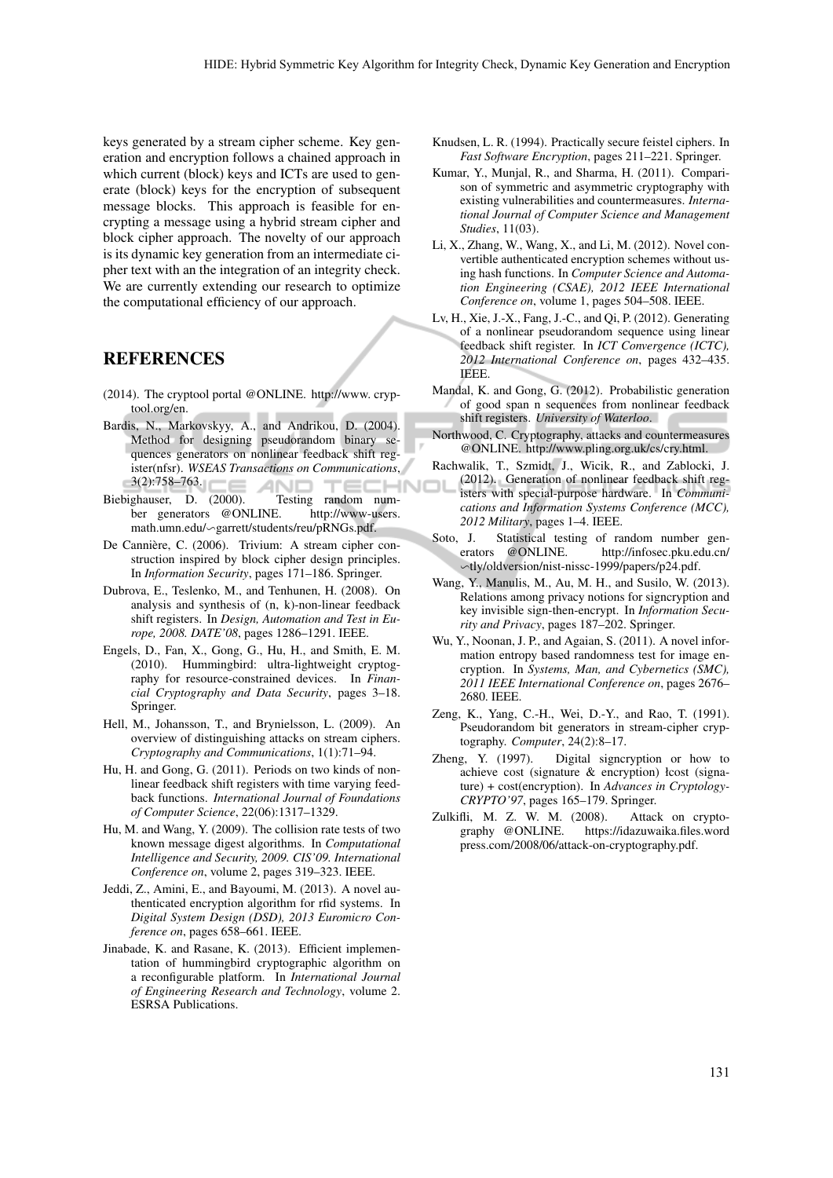keys generated by a stream cipher scheme. Key generation and encryption follows a chained approach in which current (block) keys and ICTs are used to generate (block) keys for the encryption of subsequent message blocks. This approach is feasible for encrypting a message using a hybrid stream cipher and block cipher approach. The novelty of our approach is its dynamic key generation from an intermediate cipher text with an the integration of an integrity check. We are currently extending our research to optimize the computational efficiency of our approach.

## REFERENCES

(2014). The cryptool portal @ONLINE. http://www.cryptool.org/en.

Bardis, N., Markovskyy, A., and Andrikou, D. (2004). Method for designing pseudorandom binary sequences generators on nonlinear feedback shift register(nfsr). *WSEAS Transactions on Communications*, 3(2):758–763.

Biebighauser, D. (2000). Testing random number generators @ONLINE. http://www-users.math.umn.edu/~garrett/students/reu/pRNGs.pdf.

De Cannière, C. (2006). Trivium: A stream cipher construction inspired by block cipher design principles. In *Information Security*, pages 171–186. Springer.

Dubrova, E., Teslenko, M., and Tenhunen, H. (2008). On analysis and synthesis of (n, k)-non-linear feedback shift registers. In *Design, Automation and Test in Europe, 2008. DATE'08*, pages 1286–1291. IEEE.

Engels, D., Fan, X., Gong, G., Hu, H., and Smith, E. M. (2010). Hummingbird: ultra-lightweight cryptography for resource-constrained devices. In *Financial Cryptography and Data Security*, pages 3–18. Springer.

Hell, M., Johansson, T., and Brynielsson, L. (2009). An overview of distinguishing attacks on stream ciphers. *Cryptography and Communications*, 1(1):71–94.

Hu, H. and Gong, G. (2011). Periods on two kinds of nonlinear feedback shift registers with time varying feedback functions. *International Journal of Foundations of Computer Science*, 22(06):1317–1329.

Hu, M. and Wang, Y. (2009). The collision rate tests of two known message digest algorithms. In *Computational Intelligence and Security, 2009. CIS'09. International Conference on*, volume 2, pages 319–323. IEEE.

Jeddi, Z., Amini, E., and Bayoumi, M. (2013). A novel authenticated encryption algorithm for rfid systems. In *Digital System Design (DSD), 2013 Euromicro Conference on*, pages 658–661. IEEE.

Jinabade, K. and Rasane, K. (2013). Efficient implementation of hummingbird cryptographic algorithm on a reconfigurable platform. In *International Journal of Engineering Research and Technology*, volume 2. ESRSA Publications.

Knudsen, L. R. (1994). Practically secure feistel ciphers. In *Fast Software Encryption*, pages 211–221. Springer.

Kumar, Y., Munjal, R., and Sharma, H. (2011). Comparison of symmetric and asymmetric cryptography with existing vulnerabilities and countermeasures. *International Journal of Computer Science and Management Studies*, 11(03).

Li, X., Zhang, W., Wang, X., and Li, M. (2012). Novel convertible authenticated encryption schemes without using hash functions. In *Computer Science and Automation Engineering (CSAE), 2012 IEEE International Conference on*, volume 1, pages 504–508. IEEE.

Lv, H., Xie, J.-X., Fang, J.-C., and Qi, P. (2012). Generating of a nonlinear pseudorandom sequence using linear feedback shift register. In *ICT Convergence (ICTC), 2012 International Conference on*, pages 432–435. IEEE.

Mandal, K. and Gong, G. (2012). Probabilistic generation of good span n sequences from nonlinear feedback shift registers. *University of Waterloo*.

Northwood, C. Cryptography, attacks and countermeasures @ONLINE. http://www.pling.org.uk/cs/cry.html.

Rachwalik, T., Szmidt, J., Wicik, R., and Zablocki, J. (2012). Generation of nonlinear feedback shift registers with special-purpose hardware. In *Communications and Information Systems Conference (MCC), 2012 Military*, pages 1–4. IEEE.

Soto, J. Statistical testing of random number generators @ONLINE. http://infosec.pku.edu.cn/~tly/oldversion/nist-nissc-1999/papers/p24.pdf.

Wang, Y., Manulis, M., Au, M. H., and Susilo, W. (2013). Relations among privacy notions for signcryption and key invisible sign-then-encrypt. In *Information Security and Privacy*, pages 187–202. Springer.

Wu, Y., Noonan, J. P., and Agaian, S. (2011). A novel information entropy based randomness test for image encryption. In *Systems, Man, and Cybernetics (SMC), 2011 IEEE International Conference on*, pages 2676–2680. IEEE.

Zeng, K., Yang, C.-H., Wei, D.-Y., and Rao, T. (1991). Pseudorandom bit generators in stream-cipher cryptography. *Computer*, 24(2):8–17.

Zheng, Y. (1997). Digital signcryption or how to achieve cost (signature & encryption) łcost (signature) + cost(encryption). In *Advances in Cryptology-CRYPTO'97*, pages 165–179. Springer.

Zulkifli, M. Z. W. M. (2008). Attack on cryptography @ONLINE. https://idazuwaika.files.wordpress.com/2008/06/attack-on-cryptography.pdf.